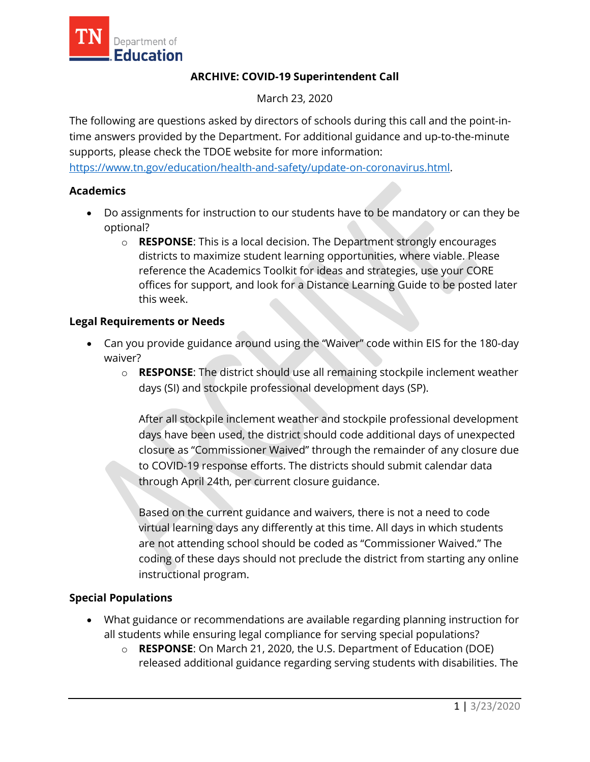# ARCHIVE: COVID-19 Superintendent Call

March 23, 2020

The following are questions asked by directors of schools during this call and the point-in-time answers provided by the Department. For additional guidance and up-to-the-minute supports, please check the TDOE website for more information: https://www.tn.gov/education/health-and-safety/update-on-coronavirus.html.

## Academics

- Do assignments for instruction to our students have to be mandatory or can they be optional?
  - **RESPONSE**: This is a local decision. The Department strongly encourages districts to maximize student learning opportunities, where viable. Please reference the Academics Toolkit for ideas and strategies, use your CORE offices for support, and look for a Distance Learning Guide to be posted later this week.

## Legal Requirements or Needs

- Can you provide guidance around using the "Waiver" code within EIS for the 180-day waiver?
  - **RESPONSE**: The district should use all remaining stockpile inclement weather days (SI) and stockpile professional development days (SP).

    After all stockpile inclement weather and stockpile professional development days have been used, the district should code additional days of unexpected closure as "Commissioner Waived" through the remainder of any closure due to COVID-19 response efforts. The districts should submit calendar data through April 24th, per current closure guidance.

    Based on the current guidance and waivers, there is not a need to code virtual learning days any differently at this time. All days in which students are not attending school should be coded as "Commissioner Waived." The coding of these days should not preclude the district from starting any online instructional program.

## Special Populations

- What guidance or recommendations are available regarding planning instruction for all students while ensuring legal compliance for serving special populations?
  - **RESPONSE**: On March 21, 2020, the U.S. Department of Education (DOE) released additional guidance regarding serving students with disabilities. The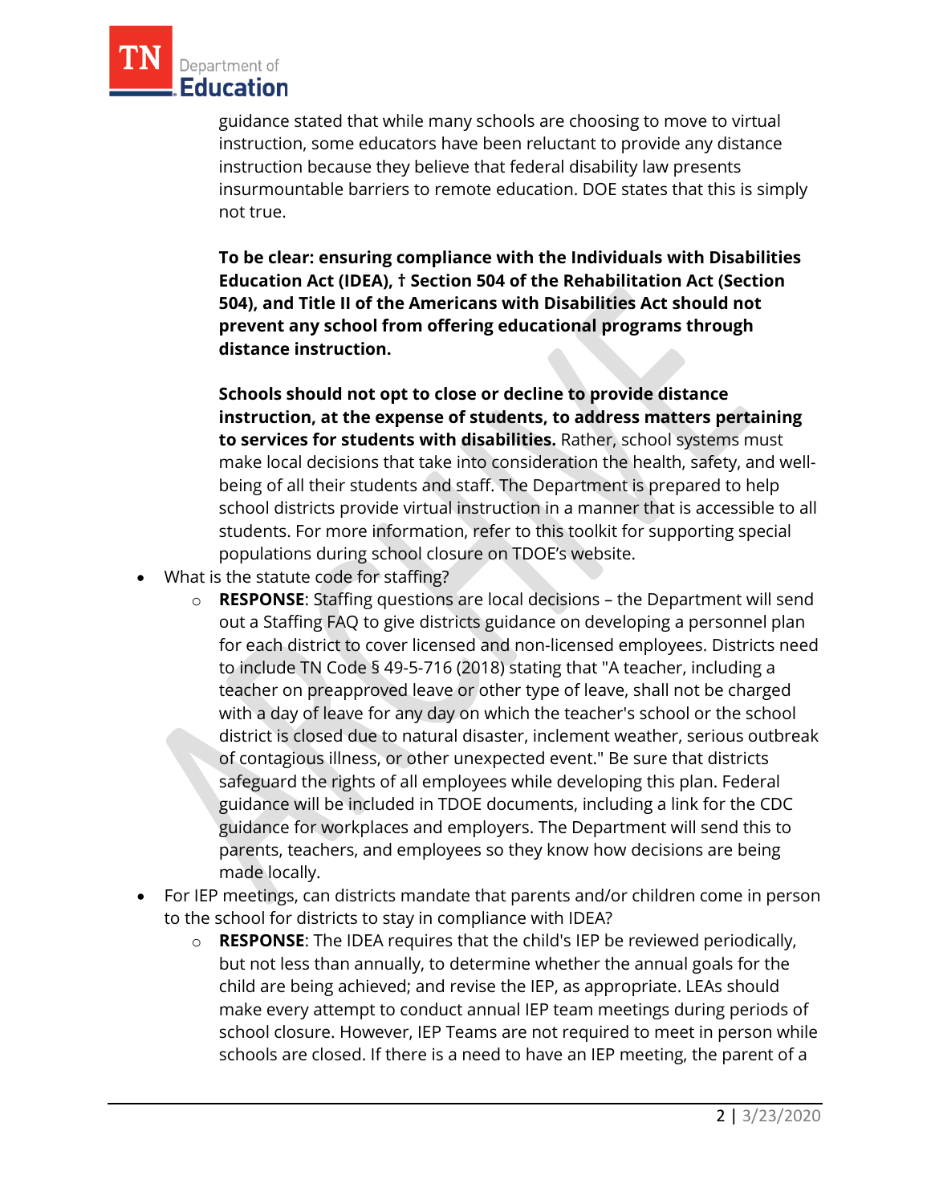guidance stated that while many schools are choosing to move to virtual instruction, some educators have been reluctant to provide any distance instruction because they believe that federal disability law presents insurmountable barriers to remote education. DOE states that this is simply not true.

**To be clear: ensuring compliance with the Individuals with Disabilities Education Act (IDEA), † Section 504 of the Rehabilitation Act (Section 504), and Title II of the Americans with Disabilities Act should not prevent any school from offering educational programs through distance instruction.**

**Schools should not opt to close or decline to provide distance instruction, at the expense of students, to address matters pertaining to services for students with disabilities.** Rather, school systems must make local decisions that take into consideration the health, safety, and well-being of all their students and staff. The Department is prepared to help school districts provide virtual instruction in a manner that is accessible to all students. For more information, refer to this toolkit for supporting special populations during school closure on TDOE's website.

- What is the statute code for staffing?
  - **RESPONSE**: Staffing questions are local decisions – the Department will send out a Staffing FAQ to give districts guidance on developing a personnel plan for each district to cover licensed and non-licensed employees. Districts need to include TN Code § 49-5-716 (2018) stating that "A teacher, including a teacher on preapproved leave or other type of leave, shall not be charged with a day of leave for any day on which the teacher's school or the school district is closed due to natural disaster, inclement weather, serious outbreak of contagious illness, or other unexpected event." Be sure that districts safeguard the rights of all employees while developing this plan. Federal guidance will be included in TDOE documents, including a link for the CDC guidance for workplaces and employers. The Department will send this to parents, teachers, and employees so they know how decisions are being made locally.
- For IEP meetings, can districts mandate that parents and/or children come in person to the school for districts to stay in compliance with IDEA?
  - **RESPONSE**: The IDEA requires that the child's IEP be reviewed periodically, but not less than annually, to determine whether the annual goals for the child are being achieved; and revise the IEP, as appropriate. LEAs should make every attempt to conduct annual IEP team meetings during periods of school closure. However, IEP Teams are not required to meet in person while schools are closed. If there is a need to have an IEP meeting, the parent of a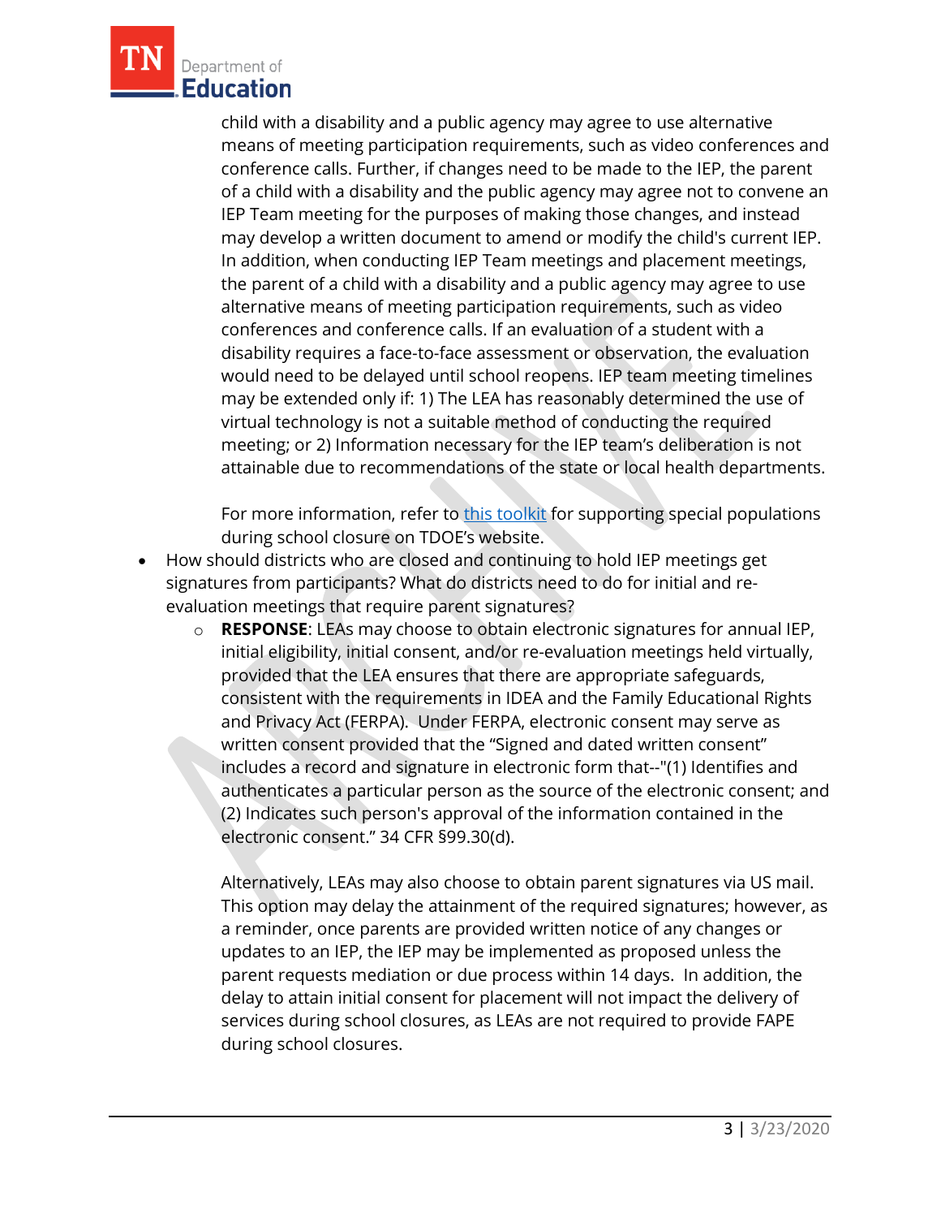child with a disability and a public agency may agree to use alternative means of meeting participation requirements, such as video conferences and conference calls. Further, if changes need to be made to the IEP, the parent of a child with a disability and the public agency may agree not to convene an IEP Team meeting for the purposes of making those changes, and instead may develop a written document to amend or modify the child's current IEP. In addition, when conducting IEP Team meetings and placement meetings, the parent of a child with a disability and a public agency may agree to use alternative means of meeting participation requirements, such as video conferences and conference calls. If an evaluation of a student with a disability requires a face-to-face assessment or observation, the evaluation would need to be delayed until school reopens. IEP team meeting timelines may be extended only if: 1) The LEA has reasonably determined the use of virtual technology is not a suitable method of conducting the required meeting; or 2) Information necessary for the IEP team's deliberation is not attainable due to recommendations of the state or local health departments.

  For more information, refer to [this toolkit] for supporting special populations during school closure on TDOE's website.

- How should districts who are closed and continuing to hold IEP meetings get signatures from participants? What do districts need to do for initial and re-evaluation meetings that require parent signatures?
  - **RESPONSE**: LEAs may choose to obtain electronic signatures for annual IEP, initial eligibility, initial consent, and/or re-evaluation meetings held virtually, provided that the LEA ensures that there are appropriate safeguards, consistent with the requirements in IDEA and the Family Educational Rights and Privacy Act (FERPA). Under FERPA, electronic consent may serve as written consent provided that the "Signed and dated written consent" includes a record and signature in electronic form that--"(1) Identifies and authenticates a particular person as the source of the electronic consent; and (2) Indicates such person's approval of the information contained in the electronic consent." 34 CFR §99.30(d).

    Alternatively, LEAs may also choose to obtain parent signatures via US mail. This option may delay the attainment of the required signatures; however, as a reminder, once parents are provided written notice of any changes or updates to an IEP, the IEP may be implemented as proposed unless the parent requests mediation or due process within 14 days. In addition, the delay to attain initial consent for placement will not impact the delivery of services during school closures, as LEAs are not required to provide FAPE during school closures.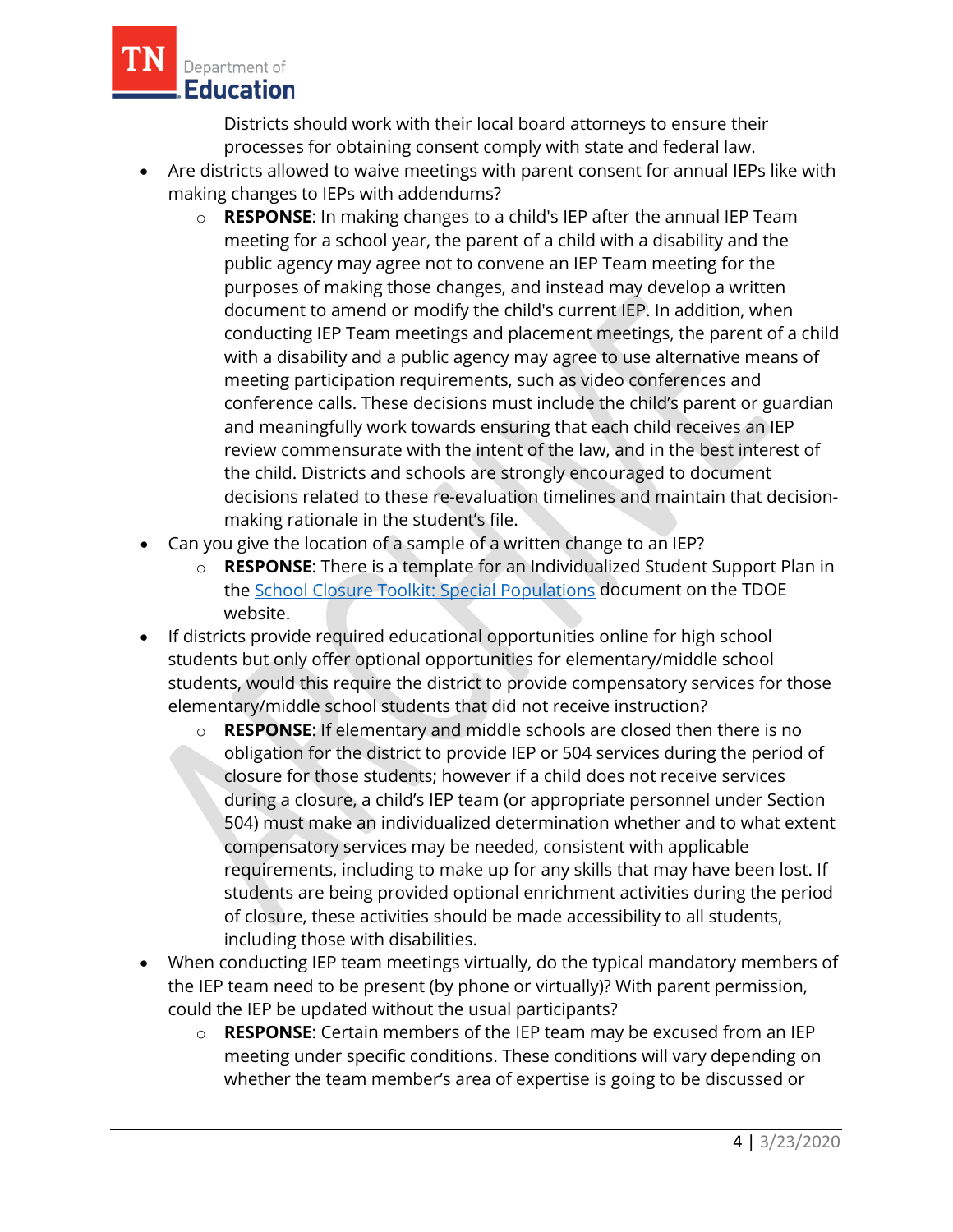Districts should work with their local board attorneys to ensure their processes for obtaining consent comply with state and federal law.

- Are districts allowed to waive meetings with parent consent for annual IEPs like with making changes to IEPs with addendums?
    - **RESPONSE**: In making changes to a child's IEP after the annual IEP Team meeting for a school year, the parent of a child with a disability and the public agency may agree not to convene an IEP Team meeting for the purposes of making those changes, and instead may develop a written document to amend or modify the child's current IEP. In addition, when conducting IEP Team meetings and placement meetings, the parent of a child with a disability and a public agency may agree to use alternative means of meeting participation requirements, such as video conferences and conference calls. These decisions must include the child's parent or guardian and meaningfully work towards ensuring that each child receives an IEP review commensurate with the intent of the law, and in the best interest of the child. Districts and schools are strongly encouraged to document decisions related to these re-evaluation timelines and maintain that decision-making rationale in the student's file.
- Can you give the location of a sample of a written change to an IEP?
    - **RESPONSE**: There is a template for an Individualized Student Support Plan in the School Closure Toolkit: Special Populations document on the TDOE website.
- If districts provide required educational opportunities online for high school students but only offer optional opportunities for elementary/middle school students, would this require the district to provide compensatory services for those elementary/middle school students that did not receive instruction?
    - **RESPONSE**: If elementary and middle schools are closed then there is no obligation for the district to provide IEP or 504 services during the period of closure for those students; however if a child does not receive services during a closure, a child's IEP team (or appropriate personnel under Section 504) must make an individualized determination whether and to what extent compensatory services may be needed, consistent with applicable requirements, including to make up for any skills that may have been lost. If students are being provided optional enrichment activities during the period of closure, these activities should be made accessibility to all students, including those with disabilities.
- When conducting IEP team meetings virtually, do the typical mandatory members of the IEP team need to be present (by phone or virtually)? With parent permission, could the IEP be updated without the usual participants?
    - **RESPONSE**: Certain members of the IEP team may be excused from an IEP meeting under specific conditions. These conditions will vary depending on whether the team member's area of expertise is going to be discussed or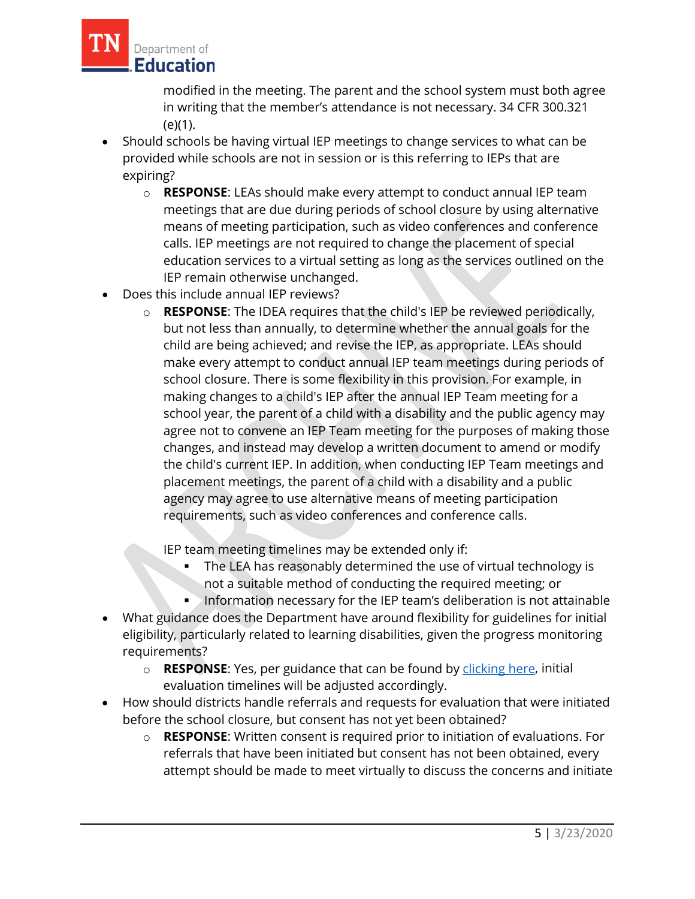modified in the meeting. The parent and the school system must both agree in writing that the member's attendance is not necessary. 34 CFR 300.321 (e)(1).

- Should schools be having virtual IEP meetings to change services to what can be provided while schools are not in session or is this referring to IEPs that are expiring?
    - **RESPONSE**: LEAs should make every attempt to conduct annual IEP team meetings that are due during periods of school closure by using alternative means of meeting participation, such as video conferences and conference calls. IEP meetings are not required to change the placement of special education services to a virtual setting as long as the services outlined on the IEP remain otherwise unchanged.
- Does this include annual IEP reviews?
    - **RESPONSE**: The IDEA requires that the child's IEP be reviewed periodically, but not less than annually, to determine whether the annual goals for the child are being achieved; and revise the IEP, as appropriate. LEAs should make every attempt to conduct annual IEP team meetings during periods of school closure. There is some flexibility in this provision. For example, in making changes to a child's IEP after the annual IEP Team meeting for a school year, the parent of a child with a disability and the public agency may agree not to convene an IEP Team meeting for the purposes of making those changes, and instead may develop a written document to amend or modify the child's current IEP. In addition, when conducting IEP Team meetings and placement meetings, the parent of a child with a disability and a public agency may agree to use alternative means of meeting participation requirements, such as video conferences and conference calls.

      IEP team meeting timelines may be extended only if:
        - The LEA has reasonably determined the use of virtual technology is not a suitable method of conducting the required meeting; or
        - Information necessary for the IEP team's deliberation is not attainable
- What guidance does the Department have around flexibility for guidelines for initial eligibility, particularly related to learning disabilities, given the progress monitoring requirements?
    - **RESPONSE**: Yes, per guidance that can be found by clicking here, initial evaluation timelines will be adjusted accordingly.
- How should districts handle referrals and requests for evaluation that were initiated before the school closure, but consent has not yet been obtained?
    - **RESPONSE**: Written consent is required prior to initiation of evaluations. For referrals that have been initiated but consent has not been obtained, every attempt should be made to meet virtually to discuss the concerns and initiate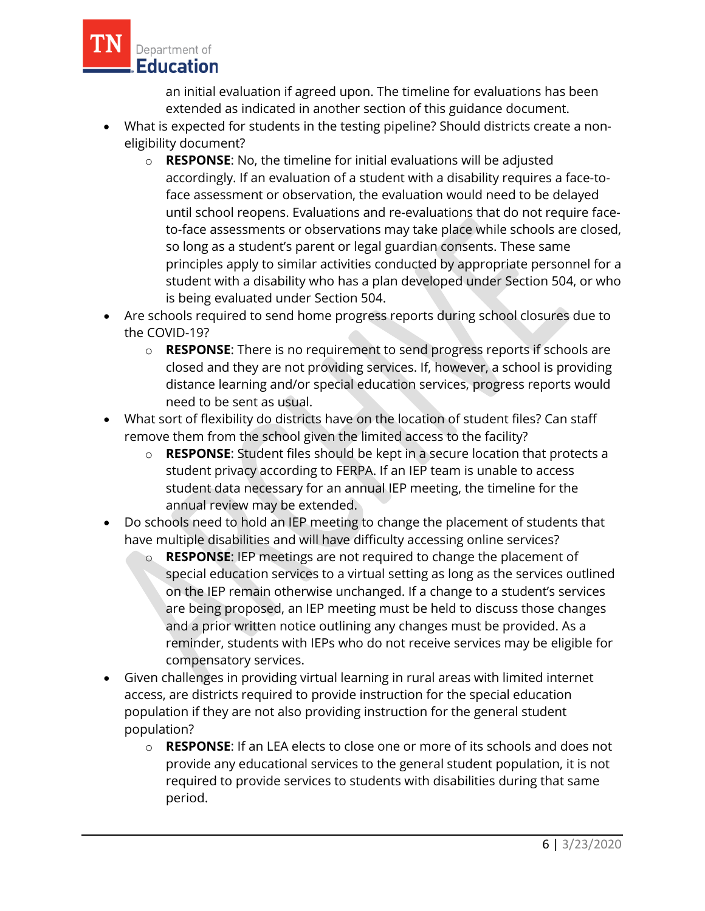an initial evaluation if agreed upon. The timeline for evaluations has been extended as indicated in another section of this guidance document.

- What is expected for students in the testing pipeline? Should districts create a non-eligibility document?
  - **RESPONSE**: No, the timeline for initial evaluations will be adjusted accordingly. If an evaluation of a student with a disability requires a face-to-face assessment or observation, the evaluation would need to be delayed until school reopens. Evaluations and re-evaluations that do not require face-to-face assessments or observations may take place while schools are closed, so long as a student's parent or legal guardian consents. These same principles apply to similar activities conducted by appropriate personnel for a student with a disability who has a plan developed under Section 504, or who is being evaluated under Section 504.
- Are schools required to send home progress reports during school closures due to the COVID-19?
  - **RESPONSE**: There is no requirement to send progress reports if schools are closed and they are not providing services. If, however, a school is providing distance learning and/or special education services, progress reports would need to be sent as usual.
- What sort of flexibility do districts have on the location of student files? Can staff remove them from the school given the limited access to the facility?
  - **RESPONSE**: Student files should be kept in a secure location that protects a student privacy according to FERPA. If an IEP team is unable to access student data necessary for an annual IEP meeting, the timeline for the annual review may be extended.
- Do schools need to hold an IEP meeting to change the placement of students that have multiple disabilities and will have difficulty accessing online services?
  - **RESPONSE**: IEP meetings are not required to change the placement of special education services to a virtual setting as long as the services outlined on the IEP remain otherwise unchanged. If a change to a student's services are being proposed, an IEP meeting must be held to discuss those changes and a prior written notice outlining any changes must be provided. As a reminder, students with IEPs who do not receive services may be eligible for compensatory services.
- Given challenges in providing virtual learning in rural areas with limited internet access, are districts required to provide instruction for the special education population if they are not also providing instruction for the general student population?
  - **RESPONSE**: If an LEA elects to close one or more of its schools and does not provide any educational services to the general student population, it is not required to provide services to students with disabilities during that same period.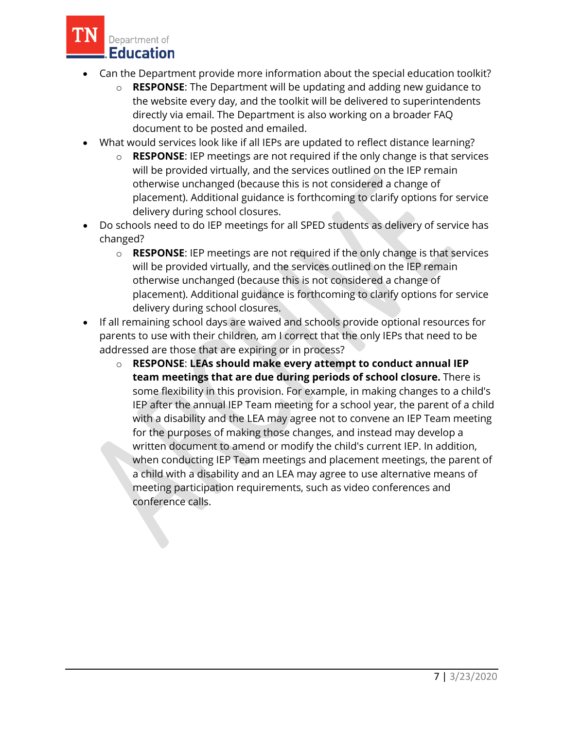- Can the Department provide more information about the special education toolkit?
    - **RESPONSE**: The Department will be updating and adding new guidance to the website every day, and the toolkit will be delivered to superintendents directly via email. The Department is also working on a broader FAQ document to be posted and emailed.
- What would services look like if all IEPs are updated to reflect distance learning?
    - **RESPONSE**: IEP meetings are not required if the only change is that services will be provided virtually, and the services outlined on the IEP remain otherwise unchanged (because this is not considered a change of placement). Additional guidance is forthcoming to clarify options for service delivery during school closures.
- Do schools need to do IEP meetings for all SPED students as delivery of service has changed?
    - **RESPONSE**: IEP meetings are not required if the only change is that services will be provided virtually, and the services outlined on the IEP remain otherwise unchanged (because this is not considered a change of placement). Additional guidance is forthcoming to clarify options for service delivery during school closures.
- If all remaining school days are waived and schools provide optional resources for parents to use with their children, am I correct that the only IEPs that need to be addressed are those that are expiring or in process?
    - **RESPONSE**: **LEAs should make every attempt to conduct annual IEP team meetings that are due during periods of school closure.** There is some flexibility in this provision. For example, in making changes to a child's IEP after the annual IEP Team meeting for a school year, the parent of a child with a disability and the LEA may agree not to convene an IEP Team meeting for the purposes of making those changes, and instead may develop a written document to amend or modify the child's current IEP. In addition, when conducting IEP Team meetings and placement meetings, the parent of a child with a disability and an LEA may agree to use alternative means of meeting participation requirements, such as video conferences and conference calls.